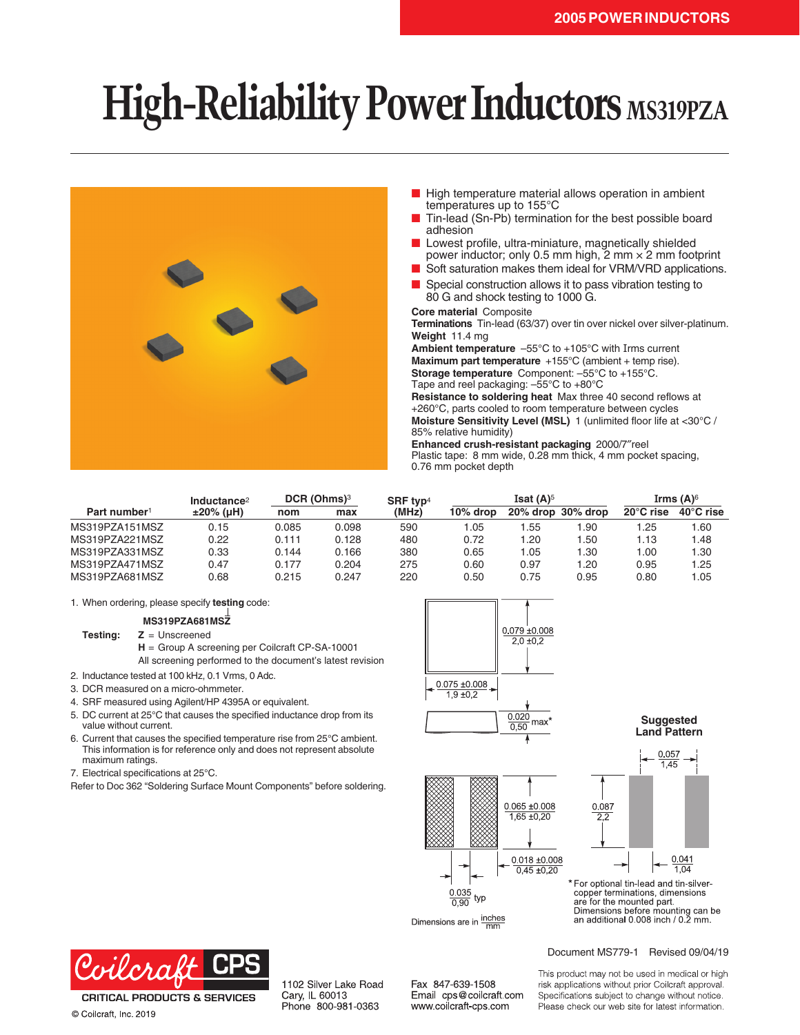# High-Reliability Power Inductors MS319PZA

- High temperature material allows operation in ambient temperatures up to 155°C
- Tin-lead (Sn-Pb) termination for the best possible board adhesion
- Lowest profile, ultra-miniature, magnetically shielded power inductor; only 0.5 mm high, 2 mm × 2 mm footprint
- Soft saturation makes them ideal for VRM/VRD applications.
- Special construction allows it to pass vibration testing to 80 G and shock testing to 1000 G.

**Core material** Composite
**Terminations** Tin-lead (63/37) over tin over nickel over silver-platinum.
**Weight** 11.4 mg
**Ambient temperature** –55°C to +105°C with Irms current
**Maximum part temperature** +155°C (ambient + temp rise).
**Storage temperature** Component: –55°C to +155°C. Tape and reel packaging: –55°C to +80°C
**Resistance to soldering heat** Max three 40 second reflows at +260°C, parts cooled to room temperature between cycles
**Moisture Sensitivity Level (MSL)** 1 (unlimited floor life at <30°C / 85% relative humidity)
**Enhanced crush-resistant packaging** 2000/7″reel
Plastic tape: 8 mm wide, 0.28 mm thick, 4 mm pocket spacing, 0.76 mm pocket depth

| Part number[1] | Inductance[2] ±20% (µH) | DCR (Ohms)[3] nom | DCR (Ohms)[3] max | SRF typ[4] (MHz) | Isat (A)[5] 10% drop | Isat (A)[5] 20% drop | Isat (A)[5] 30% drop | Irms (A)[6] 20°C rise | Irms (A)[6] 40°C rise |
|---|---|---|---|---|---|---|---|---|---|
| MS319PZA151MSZ | 0.15 | 0.085 | 0.098 | 590 | 1.05 | 1.55 | 1.90 | 1.25 | 1.60 |
| MS319PZA221MSZ | 0.22 | 0.111 | 0.128 | 480 | 0.72 | 1.20 | 1.50 | 1.13 | 1.48 |
| MS319PZA331MSZ | 0.33 | 0.144 | 0.166 | 380 | 0.65 | 1.05 | 1.30 | 1.00 | 1.30 |
| MS319PZA471MSZ | 0.47 | 0.177 | 0.204 | 275 | 0.60 | 0.97 | 1.20 | 0.95 | 1.25 |
| MS319PZA681MSZ | 0.68 | 0.215 | 0.247 | 220 | 0.50 | 0.75 | 0.95 | 0.80 | 1.05 |

1. When ordering, please specify **testing** code:
   **MS319PZA681MSZ**
   **Testing:** Z = Unscreened
   H = Group A screening per Coilcraft CP-SA-10001
   All screening performed to the document's latest revision
2. Inductance tested at 100 kHz, 0.1 Vrms, 0 Adc.
3. DCR measured on a micro-ohmmeter.
4. SRF measured using Agilent/HP 4395A or equivalent.
5. DC current at 25°C that causes the specified inductance drop from its value without current.
6. Current that causes the specified temperature rise from 25°C ambient. This information is for reference only and does not represent absolute maximum ratings.
7. Electrical specifications at 25°C.

Refer to Doc 362 "Soldering Surface Mount Components" before soldering.

0.079 ±0.008 / 2,0 ±0,2
0.075 ±0.008 / 1,9 ±0,2
0.020 / 0,50 max*
0.065 ±0.008 / 1,65 ±0,20
0.018 ±0.008 / 0,45 ±0,20
0.035 / 0,90 typ

**Suggested Land Pattern**

0.057 / 1,45
0.087 / 2,2
0.041 / 1,04

* For optional tin-lead and tin-silver-copper terminations, dimensions are for the mounted part. Dimensions before mounting can be an additional 0.008 inch / 0.2 mm.

Dimensions are in inches / mm

Document MS779-1 Revised 09/04/19

Coilcraft CPS — CRITICAL PRODUCTS & SERVICES

© Coilcraft, Inc. 2019

1102 Silver Lake Road
Cary, IL 60013
Phone 800-981-0363

Fax 847-639-1508
Email cps@coilcraft.com
www.coilcraft-cps.com

This product may not be used in medical or high risk applications without prior Coilcraft approval. Specifications subject to change without notice. Please check our web site for latest information.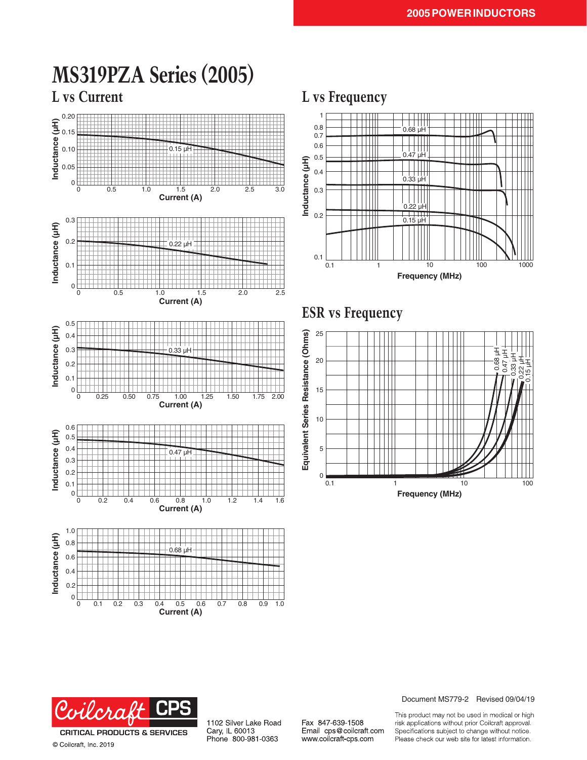# MS319PZA Series (2005)

## L vs Current

Inductance (µH)
0.20
0.15
0.10
0.05
0
0 0.5 1.0 1.5 2.0 2.5 3.0
Current (A)
0.15 µH

Inductance (µH)
0.3
0.2
0.1
0
0 0.5 1.0 1.5 2.0 2.5
Current (A)
0.22 µH

Inductance (µH)
0.5
0.4
0.3
0.2
0.1
0
0 0.25 0.50 0.75 1.00 1.25 1.50 1.75 2.00
Current (A)
0.33 µH

Inductance (µH)
0.6
0.5
0.4
0.3
0.2
0.1
0
0 0.2 0.4 0.6 0.8 1.0 1.2 1.4 1.6
Current (A)
0.47 µH

Inductance (µH)
1.0
0.8
0.6
0.4
0.2
0
0 0.1 0.2 0.3 0.4 0.5 0.6 0.7 0.8 0.9 1.0
Current (A)
0.68 µH

## L vs Frequency

Inductance (µH)
1
0.8
0.7
0.6
0.5
0.4
0.3
0.2
0.1
0.1 1 10 100 1000
Frequency (MHz)
0.68 µH
0.47 µH
0.33 µH
0.22 µH
0.15 µH

## ESR vs Frequency

Equivalent Series Resistance (Ohms)
25
20
15
10
5
0
0.1 1 10 100
Frequency (MHz)
0.68 µH
0.47 µH
0.33 µH
0.22 µH
0.15 µH

Document MS779-2 Revised 09/04/19

Coilcraft CPS
CRITICAL PRODUCTS & SERVICES
© Coilcraft, Inc. 2019

1102 Silver Lake Road
Cary, IL 60013
Phone 800-981-0363

Fax 847-639-1508
Email cps@coilcraft.com
www.coilcraft-cps.com

This product may not be used in medical or high risk applications without prior Coilcraft approval. Specifications subject to change without notice. Please check our web site for latest information.